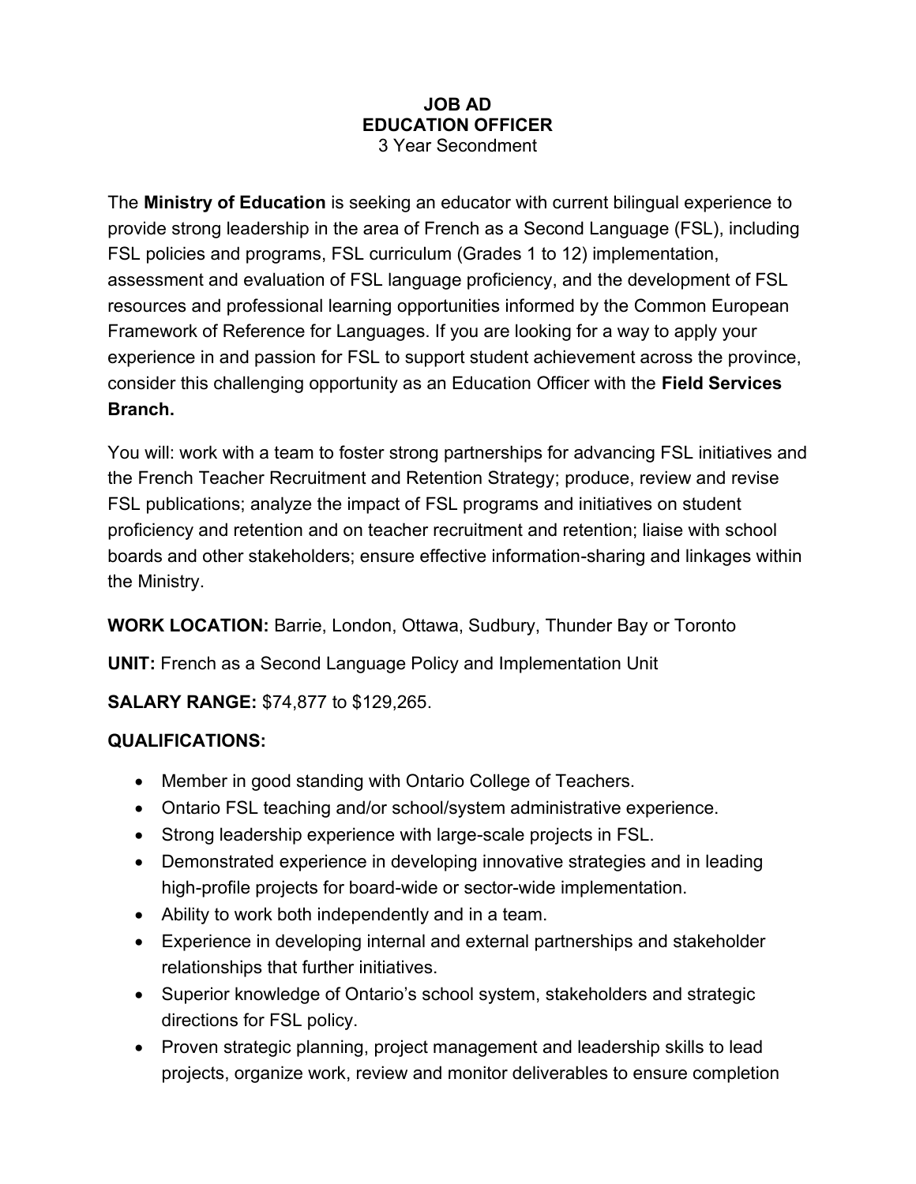# JOB AD
## EDUCATION OFFICER
3 Year Secondment

The **Ministry of Education** is seeking an educator with current bilingual experience to provide strong leadership in the area of French as a Second Language (FSL), including FSL policies and programs, FSL curriculum (Grades 1 to 12) implementation, assessment and evaluation of FSL language proficiency, and the development of FSL resources and professional learning opportunities informed by the Common European Framework of Reference for Languages. If you are looking for a way to apply your experience in and passion for FSL to support student achievement across the province, consider this challenging opportunity as an Education Officer with the **Field Services Branch.**

You will: work with a team to foster strong partnerships for advancing FSL initiatives and the French Teacher Recruitment and Retention Strategy; produce, review and revise FSL publications; analyze the impact of FSL programs and initiatives on student proficiency and retention and on teacher recruitment and retention; liaise with school boards and other stakeholders; ensure effective information-sharing and linkages within the Ministry.

**WORK LOCATION:** Barrie, London, Ottawa, Sudbury, Thunder Bay or Toronto

**UNIT:** French as a Second Language Policy and Implementation Unit

**SALARY RANGE:** $74,877 to $129,265.

**QUALIFICATIONS:**

- Member in good standing with Ontario College of Teachers.
- Ontario FSL teaching and/or school/system administrative experience.
- Strong leadership experience with large-scale projects in FSL.
- Demonstrated experience in developing innovative strategies and in leading high-profile projects for board-wide or sector-wide implementation.
- Ability to work both independently and in a team.
- Experience in developing internal and external partnerships and stakeholder relationships that further initiatives.
- Superior knowledge of Ontario's school system, stakeholders and strategic directions for FSL policy.
- Proven strategic planning, project management and leadership skills to lead projects, organize work, review and monitor deliverables to ensure completion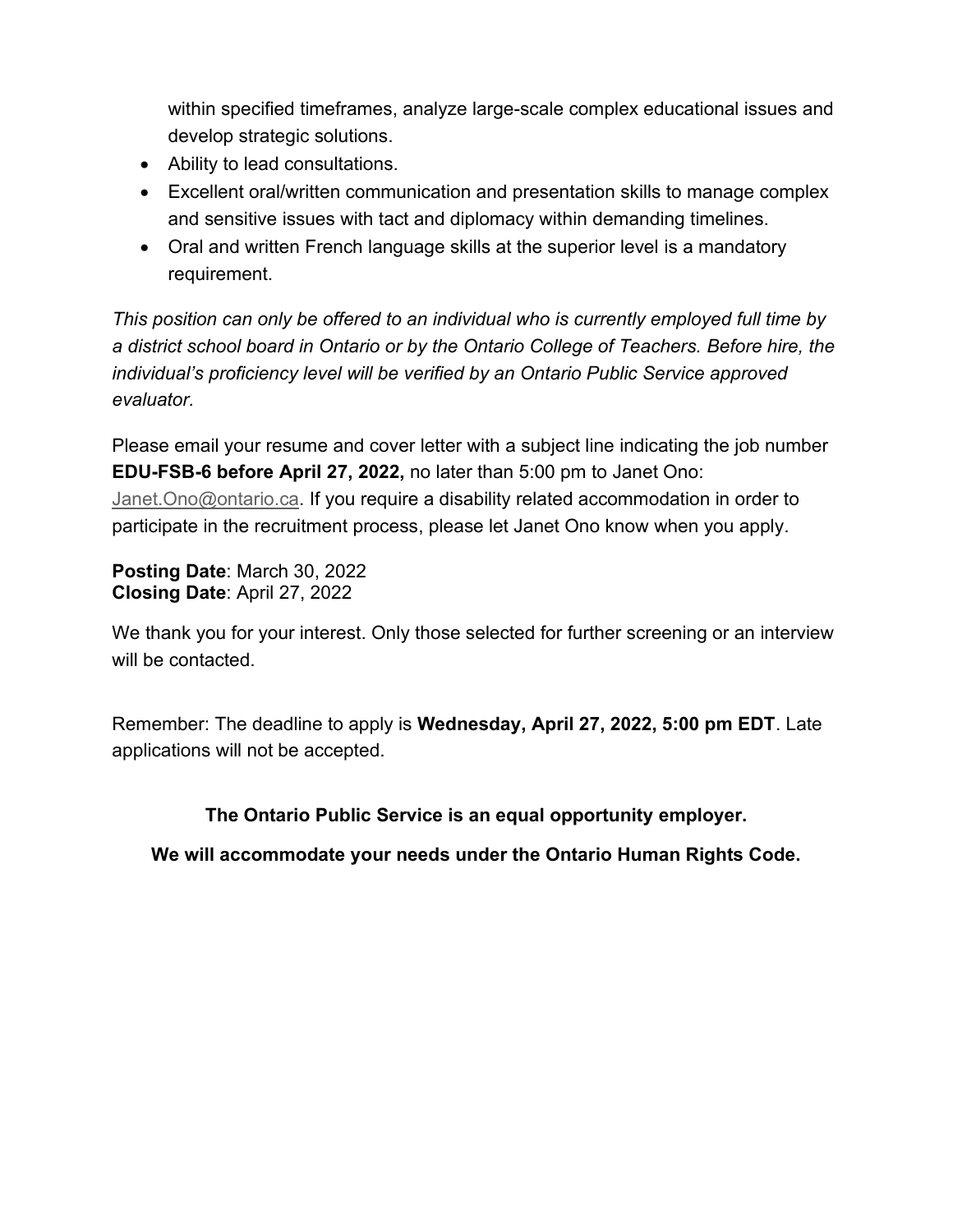within specified timeframes, analyze large-scale complex educational issues and develop strategic solutions.

- Ability to lead consultations.
- Excellent oral/written communication and presentation skills to manage complex and sensitive issues with tact and diplomacy within demanding timelines.
- Oral and written French language skills at the superior level is a mandatory requirement.

*This position can only be offered to an individual who is currently employed full time by a district school board in Ontario or by the Ontario College of Teachers. Before hire, the individual's proficiency level will be verified by an Ontario Public Service approved evaluator.*

Please email your resume and cover letter with a subject line indicating the job number **EDU-FSB-6 before April 27, 2022,** no later than 5:00 pm to Janet Ono: Janet.Ono@ontario.ca. If you require a disability related accommodation in order to participate in the recruitment process, please let Janet Ono know when you apply.

**Posting Date**: March 30, 2022
**Closing Date**: April 27, 2022

We thank you for your interest. Only those selected for further screening or an interview will be contacted.

Remember: The deadline to apply is **Wednesday, April 27, 2022, 5:00 pm EDT**. Late applications will not be accepted.

**The Ontario Public Service is an equal opportunity employer.**

**We will accommodate your needs under the Ontario Human Rights Code.**